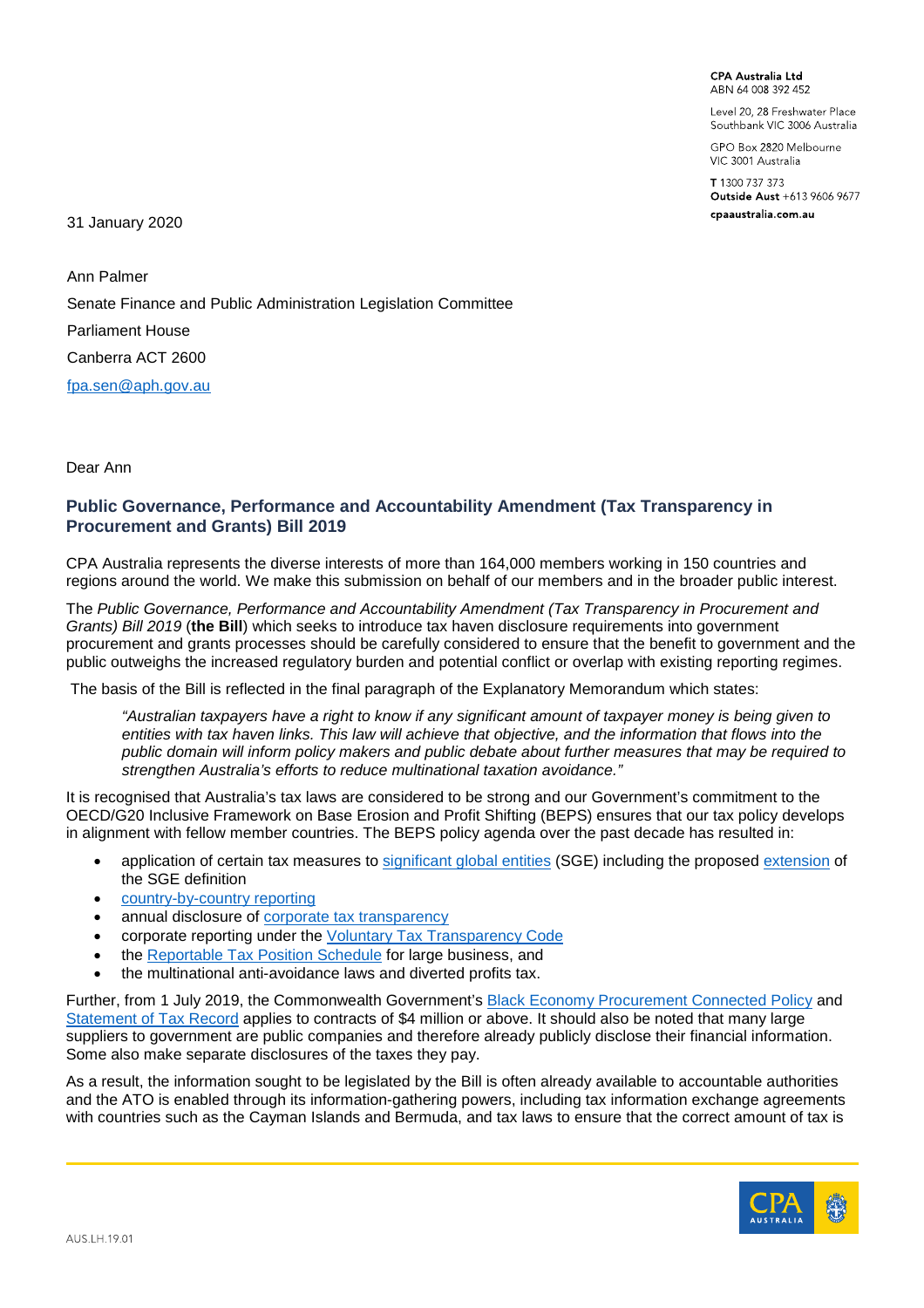CPA Australia Ltd
ABN 64 008 392 452

Level 20, 28 Freshwater Place
Southbank VIC 3006 Australia

GPO Box 2820 Melbourne
VIC 3001 Australia

T 1300 737 373
**Outside Aust** +613 9606 9677
**cpaaustralia.com.au**

31 January 2020

Ann Palmer
Senate Finance and Public Administration Legislation Committee
Parliament House
Canberra ACT 2600
fpa.sen@aph.gov.au

Dear Ann

## Public Governance, Performance and Accountability Amendment (Tax Transparency in Procurement and Grants) Bill 2019

CPA Australia represents the diverse interests of more than 164,000 members working in 150 countries and regions around the world. We make this submission on behalf of our members and in the broader public interest.

The *Public Governance, Performance and Accountability Amendment (Tax Transparency in Procurement and Grants) Bill 2019* (**the Bill**) which seeks to introduce tax haven disclosure requirements into government procurement and grants processes should be carefully considered to ensure that the benefit to government and the public outweighs the increased regulatory burden and potential conflict or overlap with existing reporting regimes.

The basis of the Bill is reflected in the final paragraph of the Explanatory Memorandum which states:

> *"Australian taxpayers have a right to know if any significant amount of taxpayer money is being given to entities with tax haven links. This law will achieve that objective, and the information that flows into the public domain will inform policy makers and public debate about further measures that may be required to strengthen Australia's efforts to reduce multinational taxation avoidance."*

It is recognised that Australia's tax laws are considered to be strong and our Government's commitment to the OECD/G20 Inclusive Framework on Base Erosion and Profit Shifting (BEPS) ensures that our tax policy develops in alignment with fellow member countries. The BEPS policy agenda over the past decade has resulted in:

- application of certain tax measures to significant global entities (SGE) including the proposed extension of the SGE definition
- country-by-country reporting
- annual disclosure of corporate tax transparency
- corporate reporting under the Voluntary Tax Transparency Code
- the Reportable Tax Position Schedule for large business, and
- the multinational anti-avoidance laws and diverted profits tax.

Further, from 1 July 2019, the Commonwealth Government's Black Economy Procurement Connected Policy and Statement of Tax Record applies to contracts of $4 million or above. It should also be noted that many large suppliers to government are public companies and therefore already publicly disclose their financial information. Some also make separate disclosures of the taxes they pay.

As a result, the information sought to be legislated by the Bill is often already available to accountable authorities and the ATO is enabled through its information-gathering powers, including tax information exchange agreements with countries such as the Cayman Islands and Bermuda, and tax laws to ensure that the correct amount of tax is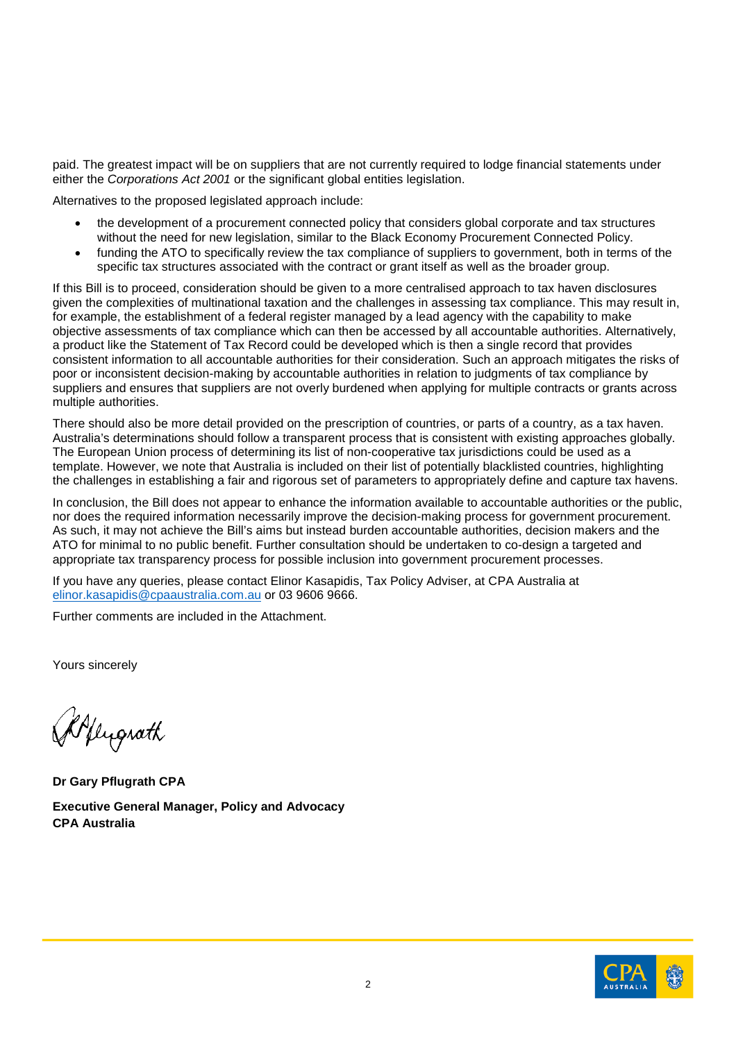paid. The greatest impact will be on suppliers that are not currently required to lodge financial statements under either the *Corporations Act 2001* or the significant global entities legislation.

Alternatives to the proposed legislated approach include:

- the development of a procurement connected policy that considers global corporate and tax structures without the need for new legislation, similar to the Black Economy Procurement Connected Policy.
- funding the ATO to specifically review the tax compliance of suppliers to government, both in terms of the specific tax structures associated with the contract or grant itself as well as the broader group.

If this Bill is to proceed, consideration should be given to a more centralised approach to tax haven disclosures given the complexities of multinational taxation and the challenges in assessing tax compliance. This may result in, for example, the establishment of a federal register managed by a lead agency with the capability to make objective assessments of tax compliance which can then be accessed by all accountable authorities. Alternatively, a product like the Statement of Tax Record could be developed which is then a single record that provides consistent information to all accountable authorities for their consideration. Such an approach mitigates the risks of poor or inconsistent decision-making by accountable authorities in relation to judgments of tax compliance by suppliers and ensures that suppliers are not overly burdened when applying for multiple contracts or grants across multiple authorities.

There should also be more detail provided on the prescription of countries, or parts of a country, as a tax haven. Australia's determinations should follow a transparent process that is consistent with existing approaches globally. The European Union process of determining its list of non-cooperative tax jurisdictions could be used as a template. However, we note that Australia is included on their list of potentially blacklisted countries, highlighting the challenges in establishing a fair and rigorous set of parameters to appropriately define and capture tax havens.

In conclusion, the Bill does not appear to enhance the information available to accountable authorities or the public, nor does the required information necessarily improve the decision-making process for government procurement. As such, it may not achieve the Bill's aims but instead burden accountable authorities, decision makers and the ATO for minimal to no public benefit. Further consultation should be undertaken to co-design a targeted and appropriate tax transparency process for possible inclusion into government procurement processes.

If you have any queries, please contact Elinor Kasapidis, Tax Policy Adviser, at CPA Australia at elinor.kasapidis@cpaaustralia.com.au or 03 9606 9666.

Further comments are included in the Attachment.

Yours sincerely

**Dr Gary Pflugrath CPA**

**Executive General Manager, Policy and Advocacy**
**CPA Australia**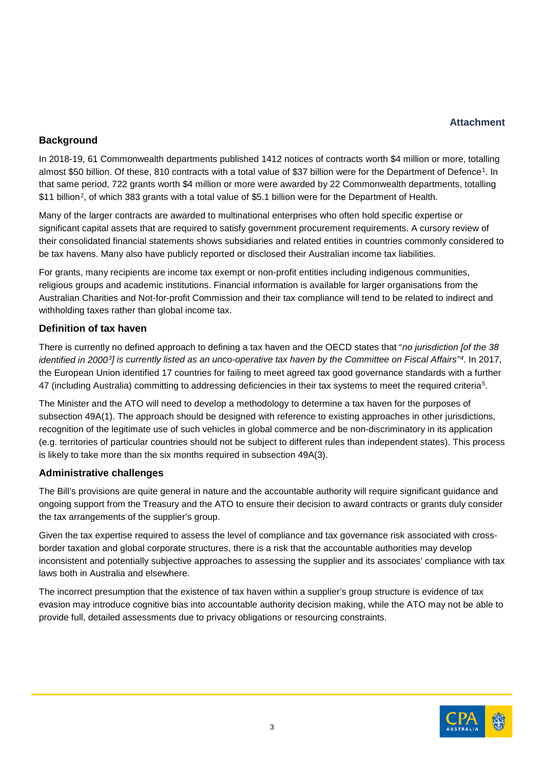**Attachment**

## Background

In 2018-19, 61 Commonwealth departments published 1412 notices of contracts worth $4 million or more, totalling almost $50 billion. Of these, 810 contracts with a total value of $37 billion were for the Department of Defence[1]. In that same period, 722 grants worth $4 million or more were awarded by 22 Commonwealth departments, totalling $11 billion[2], of which 383 grants with a total value of $5.1 billion were for the Department of Health.

Many of the larger contracts are awarded to multinational enterprises who often hold specific expertise or significant capital assets that are required to satisfy government procurement requirements. A cursory review of their consolidated financial statements shows subsidiaries and related entities in countries commonly considered to be tax havens. Many also have publicly reported or disclosed their Australian income tax liabilities.

For grants, many recipients are income tax exempt or non-profit entities including indigenous communities, religious groups and academic institutions. Financial information is available for larger organisations from the Australian Charities and Not-for-profit Commission and their tax compliance will tend to be related to indirect and withholding taxes rather than global income tax.

## Definition of tax haven

There is currently no defined approach to defining a tax haven and the OECD states that "*no jurisdiction [of the 38 identified in 2000[3]] is currently listed as an unco-operative tax haven by the Committee on Fiscal Affairs*"[4]. In 2017, the European Union identified 17 countries for failing to meet agreed tax good governance standards with a further 47 (including Australia) committing to addressing deficiencies in their tax systems to meet the required criteria[5].

The Minister and the ATO will need to develop a methodology to determine a tax haven for the purposes of subsection 49A(1). The approach should be designed with reference to existing approaches in other jurisdictions, recognition of the legitimate use of such vehicles in global commerce and be non-discriminatory in its application (e.g. territories of particular countries should not be subject to different rules than independent states). This process is likely to take more than the six months required in subsection 49A(3).

## Administrative challenges

The Bill's provisions are quite general in nature and the accountable authority will require significant guidance and ongoing support from the Treasury and the ATO to ensure their decision to award contracts or grants duly consider the tax arrangements of the supplier's group.

Given the tax expertise required to assess the level of compliance and tax governance risk associated with cross-border taxation and global corporate structures, there is a risk that the accountable authorities may develop inconsistent and potentially subjective approaches to assessing the supplier and its associates' compliance with tax laws both in Australia and elsewhere.

The incorrect presumption that the existence of tax haven within a supplier's group structure is evidence of tax evasion may introduce cognitive bias into accountable authority decision making, while the ATO may not be able to provide full, detailed assessments due to privacy obligations or resourcing constraints.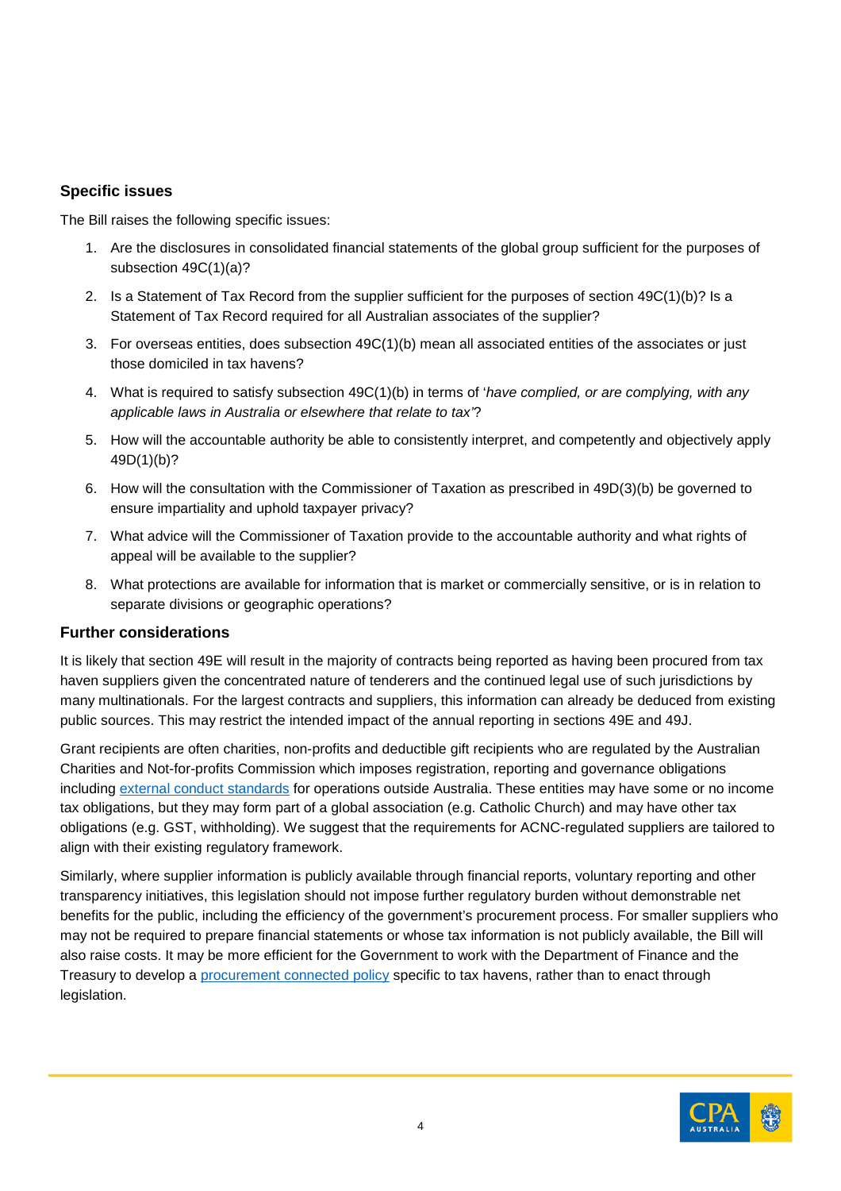## Specific issues

The Bill raises the following specific issues:

1. Are the disclosures in consolidated financial statements of the global group sufficient for the purposes of subsection 49C(1)(a)?
2. Is a Statement of Tax Record from the supplier sufficient for the purposes of section 49C(1)(b)? Is a Statement of Tax Record required for all Australian associates of the supplier?
3. For overseas entities, does subsection 49C(1)(b) mean all associated entities of the associates or just those domiciled in tax havens?
4. What is required to satisfy subsection 49C(1)(b) in terms of '*have complied, or are complying, with any applicable laws in Australia or elsewhere that relate to tax*'?
5. How will the accountable authority be able to consistently interpret, and competently and objectively apply 49D(1)(b)?
6. How will the consultation with the Commissioner of Taxation as prescribed in 49D(3)(b) be governed to ensure impartiality and uphold taxpayer privacy?
7. What advice will the Commissioner of Taxation provide to the accountable authority and what rights of appeal will be available to the supplier?
8. What protections are available for information that is market or commercially sensitive, or is in relation to separate divisions or geographic operations?

## Further considerations

It is likely that section 49E will result in the majority of contracts being reported as having been procured from tax haven suppliers given the concentrated nature of tenderers and the continued legal use of such jurisdictions by many multinationals. For the largest contracts and suppliers, this information can already be deduced from existing public sources. This may restrict the intended impact of the annual reporting in sections 49E and 49J.

Grant recipients are often charities, non-profits and deductible gift recipients who are regulated by the Australian Charities and Not-for-profits Commission which imposes registration, reporting and governance obligations including external conduct standards for operations outside Australia. These entities may have some or no income tax obligations, but they may form part of a global association (e.g. Catholic Church) and may have other tax obligations (e.g. GST, withholding). We suggest that the requirements for ACNC-regulated suppliers are tailored to align with their existing regulatory framework.

Similarly, where supplier information is publicly available through financial reports, voluntary reporting and other transparency initiatives, this legislation should not impose further regulatory burden without demonstrable net benefits for the public, including the efficiency of the government's procurement process. For smaller suppliers who may not be required to prepare financial statements or whose tax information is not publicly available, the Bill will also raise costs. It may be more efficient for the Government to work with the Department of Finance and the Treasury to develop a procurement connected policy specific to tax havens, rather than to enact through legislation.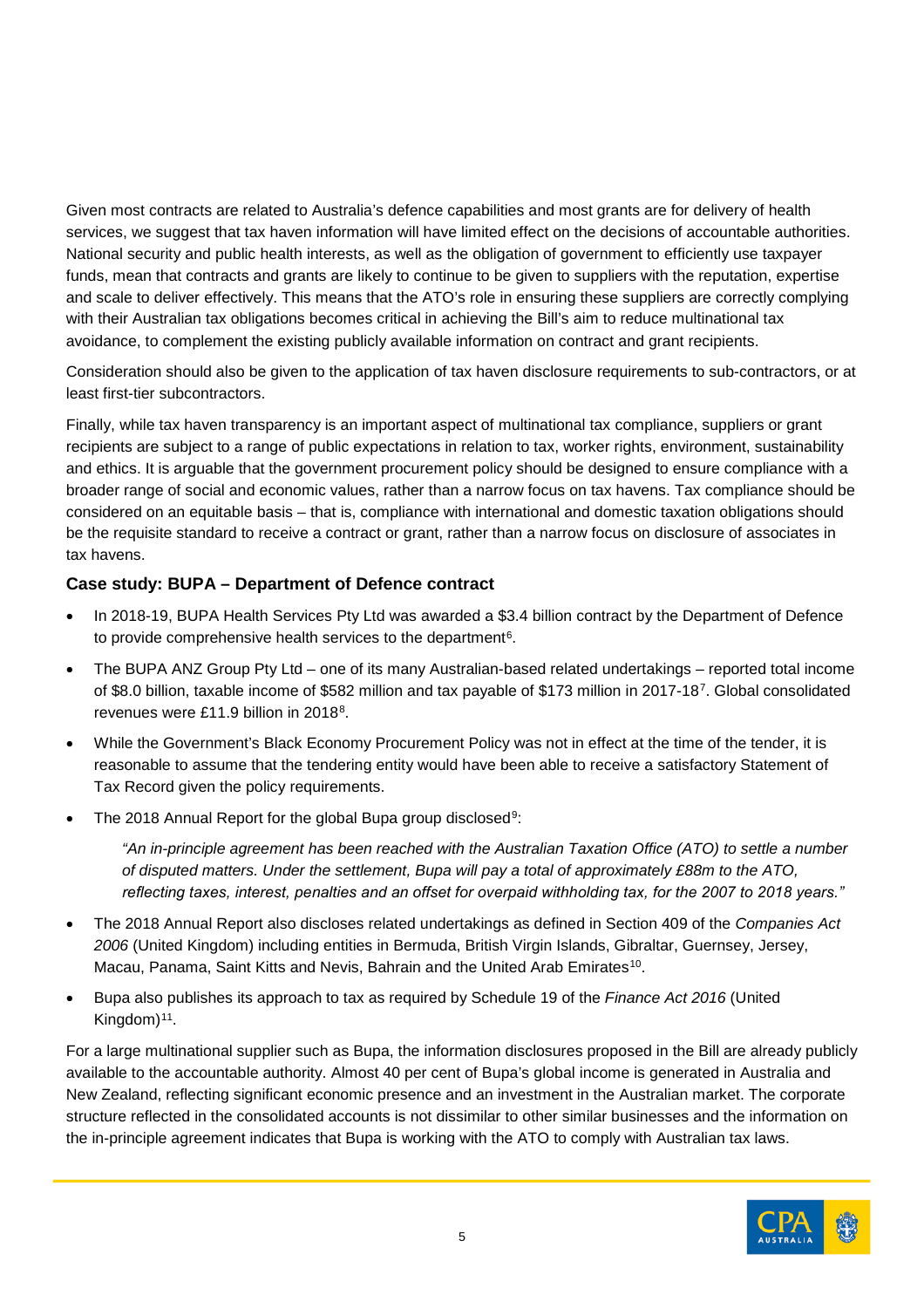Given most contracts are related to Australia's defence capabilities and most grants are for delivery of health services, we suggest that tax haven information will have limited effect on the decisions of accountable authorities. National security and public health interests, as well as the obligation of government to efficiently use taxpayer funds, mean that contracts and grants are likely to continue to be given to suppliers with the reputation, expertise and scale to deliver effectively. This means that the ATO's role in ensuring these suppliers are correctly complying with their Australian tax obligations becomes critical in achieving the Bill's aim to reduce multinational tax avoidance, to complement the existing publicly available information on contract and grant recipients.

Consideration should also be given to the application of tax haven disclosure requirements to sub-contractors, or at least first-tier subcontractors.

Finally, while tax haven transparency is an important aspect of multinational tax compliance, suppliers or grant recipients are subject to a range of public expectations in relation to tax, worker rights, environment, sustainability and ethics. It is arguable that the government procurement policy should be designed to ensure compliance with a broader range of social and economic values, rather than a narrow focus on tax havens. Tax compliance should be considered on an equitable basis – that is, compliance with international and domestic taxation obligations should be the requisite standard to receive a contract or grant, rather than a narrow focus on disclosure of associates in tax havens.

### Case study: BUPA – Department of Defence contract

- In 2018-19, BUPA Health Services Pty Ltd was awarded a $3.4 billion contract by the Department of Defence to provide comprehensive health services to the department[6].
- The BUPA ANZ Group Pty Ltd – one of its many Australian-based related undertakings – reported total income of $8.0 billion, taxable income of $582 million and tax payable of $173 million in 2017-18[7]. Global consolidated revenues were £11.9 billion in 2018[8].
- While the Government's Black Economy Procurement Policy was not in effect at the time of the tender, it is reasonable to assume that the tendering entity would have been able to receive a satisfactory Statement of Tax Record given the policy requirements.
- The 2018 Annual Report for the global Bupa group disclosed[9]:

  > *"An in-principle agreement has been reached with the Australian Taxation Office (ATO) to settle a number of disputed matters. Under the settlement, Bupa will pay a total of approximately £88m to the ATO, reflecting taxes, interest, penalties and an offset for overpaid withholding tax, for the 2007 to 2018 years."*

- The 2018 Annual Report also discloses related undertakings as defined in Section 409 of the *Companies Act 2006* (United Kingdom) including entities in Bermuda, British Virgin Islands, Gibraltar, Guernsey, Jersey, Macau, Panama, Saint Kitts and Nevis, Bahrain and the United Arab Emirates[10].
- Bupa also publishes its approach to tax as required by Schedule 19 of the *Finance Act 2016* (United Kingdom)[11].

For a large multinational supplier such as Bupa, the information disclosures proposed in the Bill are already publicly available to the accountable authority. Almost 40 per cent of Bupa's global income is generated in Australia and New Zealand, reflecting significant economic presence and an investment in the Australian market. The corporate structure reflected in the consolidated accounts is not dissimilar to other similar businesses and the information on the in-principle agreement indicates that Bupa is working with the ATO to comply with Australian tax laws.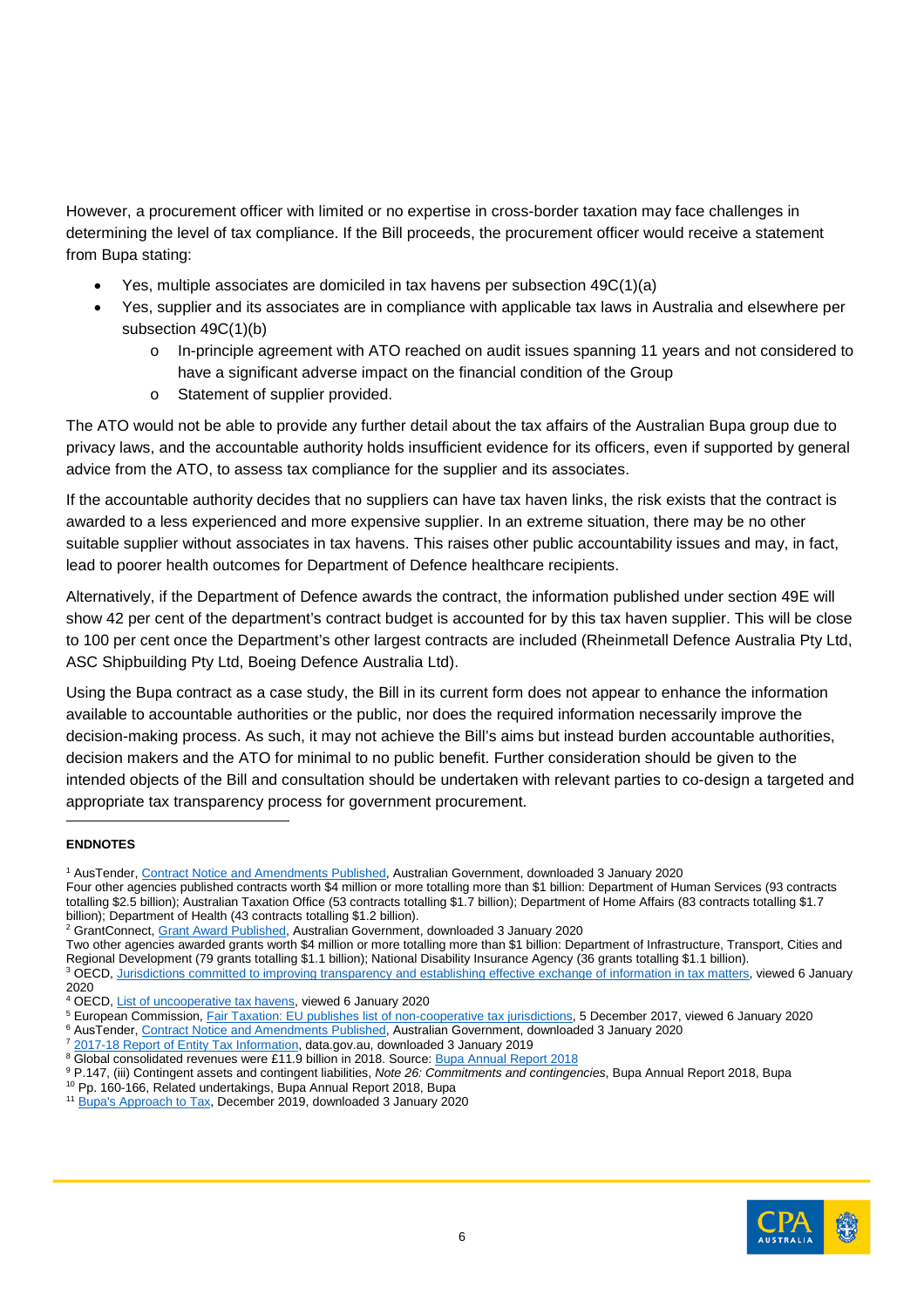However, a procurement officer with limited or no expertise in cross-border taxation may face challenges in determining the level of tax compliance. If the Bill proceeds, the procurement officer would receive a statement from Bupa stating:

- Yes, multiple associates are domiciled in tax havens per subsection 49C(1)(a)
- Yes, supplier and its associates are in compliance with applicable tax laws in Australia and elsewhere per subsection 49C(1)(b)
  - In-principle agreement with ATO reached on audit issues spanning 11 years and not considered to have a significant adverse impact on the financial condition of the Group
  - Statement of supplier provided.

The ATO would not be able to provide any further detail about the tax affairs of the Australian Bupa group due to privacy laws, and the accountable authority holds insufficient evidence for its officers, even if supported by general advice from the ATO, to assess tax compliance for the supplier and its associates.

If the accountable authority decides that no suppliers can have tax haven links, the risk exists that the contract is awarded to a less experienced and more expensive supplier. In an extreme situation, there may be no other suitable supplier without associates in tax havens. This raises other public accountability issues and may, in fact, lead to poorer health outcomes for Department of Defence healthcare recipients.

Alternatively, if the Department of Defence awards the contract, the information published under section 49E will show 42 per cent of the department's contract budget is accounted for by this tax haven supplier. This will be close to 100 per cent once the Department's other largest contracts are included (Rheinmetall Defence Australia Pty Ltd, ASC Shipbuilding Pty Ltd, Boeing Defence Australia Ltd).

Using the Bupa contract as a case study, the Bill in its current form does not appear to enhance the information available to accountable authorities or the public, nor does the required information necessarily improve the decision-making process. As such, it may not achieve the Bill's aims but instead burden accountable authorities, decision makers and the ATO for minimal to no public benefit. Further consideration should be given to the intended objects of the Bill and consultation should be undertaken with relevant parties to co-design a targeted and appropriate tax transparency process for government procurement.

**ENDNOTES**

[1] AusTender, Contract Notice and Amendments Published, Australian Government, downloaded 3 January 2020
Four other agencies published contracts worth $4 million or more totalling more than $1 billion: Department of Human Services (93 contracts totalling $2.5 billion); Australian Taxation Office (53 contracts totalling $1.7 billion); Department of Home Affairs (83 contracts totalling $1.7 billion); Department of Health (43 contracts totalling $1.2 billion).

[2] GrantConnect, Grant Award Published, Australian Government, downloaded 3 January 2020
Two other agencies awarded grants worth $4 million or more totalling more than $1 billion: Department of Infrastructure, Transport, Cities and Regional Development (79 grants totalling $1.1 billion); National Disability Insurance Agency (36 grants totalling $1.1 billion).

[3] OECD, Jurisdictions committed to improving transparency and establishing effective exchange of information in tax matters, viewed 6 January 2020

[4] OECD, List of uncooperative tax havens, viewed 6 January 2020

[5] European Commission, Fair Taxation: EU publishes list of non-cooperative tax jurisdictions, 5 December 2017, viewed 6 January 2020

[6] AusTender, Contract Notice and Amendments Published, Australian Government, downloaded 3 January 2020

[7] 2017-18 Report of Entity Tax Information, data.gov.au, downloaded 3 January 2019

[8] Global consolidated revenues were £11.9 billion in 2018. Source: Bupa Annual Report 2018

[9] P.147, (iii) Contingent assets and contingent liabilities, *Note 26: Commitments and contingencies*, Bupa Annual Report 2018, Bupa

[10] Pp. 160-166, Related undertakings, Bupa Annual Report 2018, Bupa

[11] Bupa's Approach to Tax, December 2019, downloaded 3 January 2020